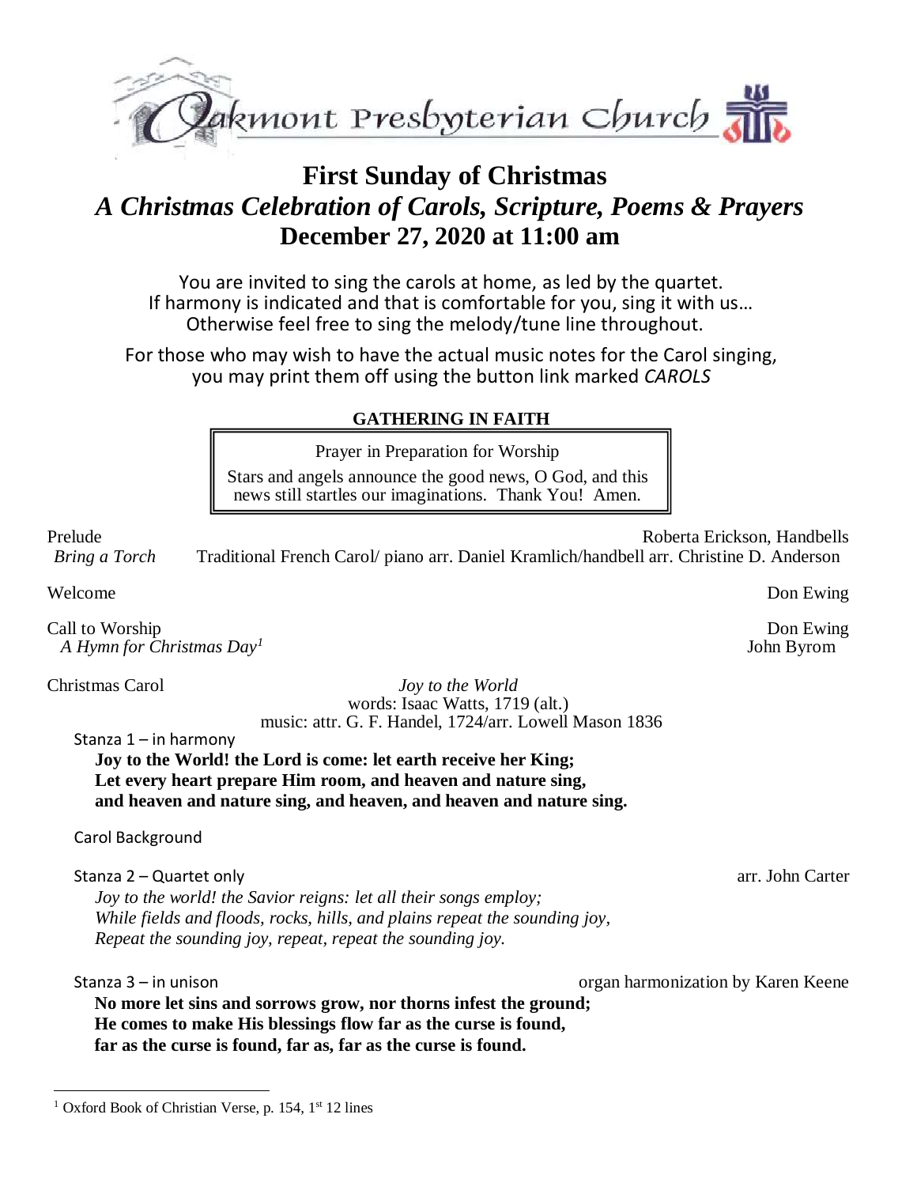Oakmont Presbyterian Church

# First Sunday of Christmas
## *A Christmas Celebration of Carols, Scripture, Poems & Prayers*
## December 27, 2020 at 11:00 am

You are invited to sing the carols at home, as led by the quartet.
If harmony is indicated and that is comfortable for you, sing it with us…
Otherwise feel free to sing the melody/tune line throughout.

For those who may wish to have the actual music notes for the Carol singing, you may print them off using the button link marked *CAROLS*

**GATHERING IN FAITH**

Prayer in Preparation for Worship

Stars and angels announce the good news, O God, and this news still startles our imaginations. Thank You! Amen.

Prelude — Roberta Erickson, Handbells
*Bring a Torch* — Traditional French Carol/ piano arr. Daniel Kramlich/handbell arr. Christine D. Anderson

Welcome — Don Ewing

Call to Worship — Don Ewing
*A Hymn for Christmas Day*[1] — John Byrom

Christmas Carol — *Joy to the World*
words: Isaac Watts, 1719 (alt.)
music: attr. G. F. Handel, 1724/arr. Lowell Mason 1836

Stanza 1 – in harmony

**Joy to the World! the Lord is come: let earth receive her King;**
**Let every heart prepare Him room, and heaven and nature sing,**
**and heaven and nature sing, and heaven, and heaven and nature sing.**

Carol Background

Stanza 2 – Quartet only — arr. John Carter

*Joy to the world! the Savior reigns: let all their songs employ;*
*While fields and floods, rocks, hills, and plains repeat the sounding joy,*
*Repeat the sounding joy, repeat, repeat the sounding joy.*

Stanza 3 – in unison — organ harmonization by Karen Keene

**No more let sins and sorrows grow, nor thorns infest the ground;**
**He comes to make His blessings flow far as the curse is found,**
**far as the curse is found, far as, far as the curse is found.**

---

[1] Oxford Book of Christian Verse, p. 154, 1st 12 lines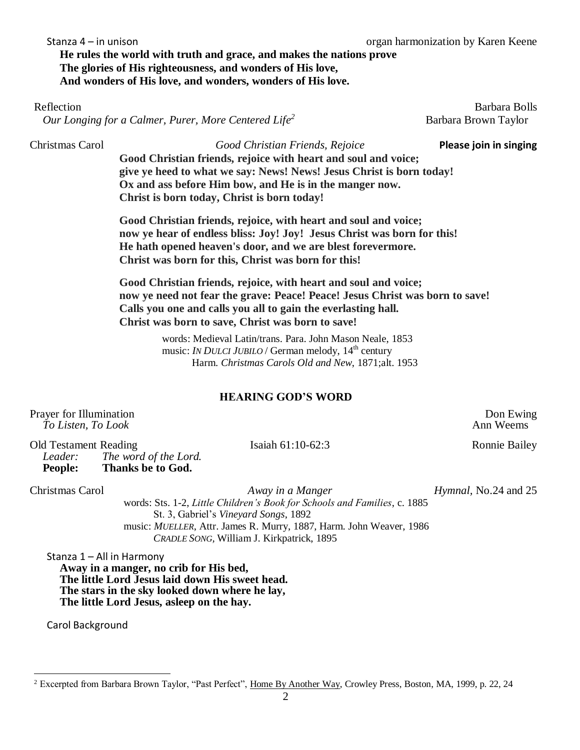Stanza 4 – in unison  organ harmonization by Karen Keene

**He rules the world with truth and grace, and makes the nations prove**
**The glories of His righteousness, and wonders of His love,**
**And wonders of His love, and wonders, wonders of His love.**

Reflection  Barbara Bolls
*Our Longing for a Calmer, Purer, More Centered Life*[2]  Barbara Brown Taylor

Christmas Carol  *Good Christian Friends, Rejoice*  **Please join in singing**

**Good Christian friends, rejoice with heart and soul and voice;**
**give ye heed to what we say: News! News! Jesus Christ is born today!**
**Ox and ass before Him bow, and He is in the manger now.**
**Christ is born today, Christ is born today!**

**Good Christian friends, rejoice, with heart and soul and voice;**
**now ye hear of endless bliss: Joy! Joy! Jesus Christ was born for this!**
**He hath opened heaven's door, and we are blest forevermore.**
**Christ was born for this, Christ was born for this!**

**Good Christian friends, rejoice, with heart and soul and voice;**
**now ye need not fear the grave: Peace! Peace! Jesus Christ was born to save!**
**Calls you one and calls you all to gain the everlasting hall.**
**Christ was born to save, Christ was born to save!**

words: Medieval Latin/trans. Para. John Mason Neale, 1853
music: *IN DULCI JUBILO* / German melody, 14th century
Harm. *Christmas Carols Old and New*, 1871;alt. 1953

## HEARING GOD'S WORD

Prayer for Illumination  Don Ewing
*To Listen, To Look*  Ann Weems

Old Testament Reading  Isaiah 61:10-62:3  Ronnie Bailey

*Leader:* *The word of the Lord.*
**People: Thanks be to God.**

Christmas Carol  *Away in a Manger*  *Hymnal*, No.24 and 25

words: Sts. 1-2, *Little Children's Book for Schools and Families*, c. 1885
St. 3, Gabriel's *Vineyard Songs*, 1892
music: *MUELLER*, Attr. James R. Murry, 1887, Harm. John Weaver, 1986
*CRADLE SONG,* William J. Kirkpatrick, 1895

Stanza 1 – All in Harmony

**Away in a manger, no crib for His bed,**
**The little Lord Jesus laid down His sweet head.**
**The stars in the sky looked down where he lay,**
**The little Lord Jesus, asleep on the hay.**

Carol Background

[2] Excerpted from Barbara Brown Taylor, "Past Perfect", Home By Another Way, Crowley Press, Boston, MA, 1999, p. 22, 24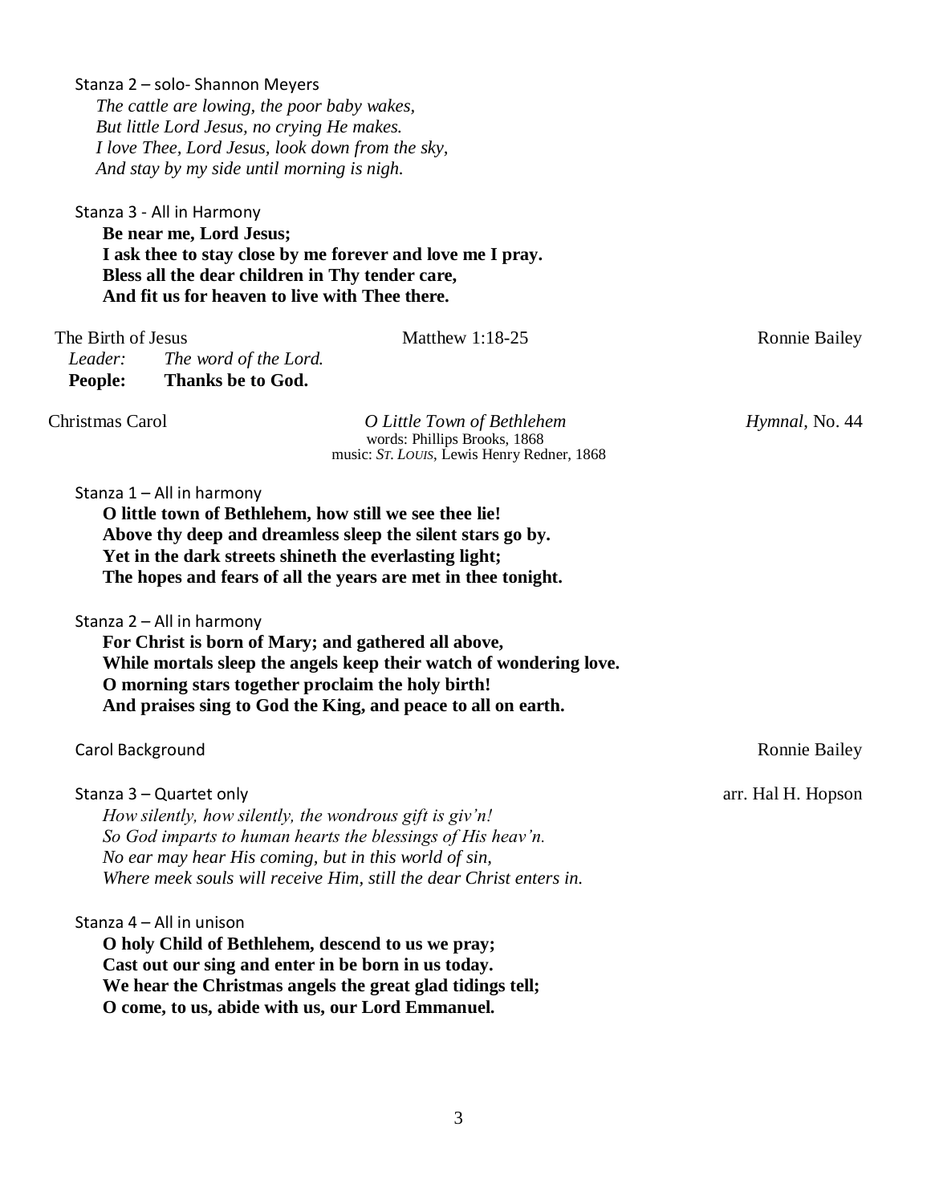Stanza 2 – solo- Shannon Meyers

*The cattle are lowing, the poor baby wakes,*
*But little Lord Jesus, no crying He makes.*
*I love Thee, Lord Jesus, look down from the sky,*
*And stay by my side until morning is nigh.*

Stanza 3 - All in Harmony

**Be near me, Lord Jesus;**
**I ask thee to stay close by me forever and love me I pray.**
**Bless all the dear children in Thy tender care,**
**And fit us for heaven to live with Thee there.**

The Birth of Jesus — Matthew 1:18-25 — Ronnie Bailey

*Leader:* *The word of the Lord.*
**People:** **Thanks be to God.**

Christmas Carol — *O Little Town of Bethlehem* — *Hymnal*, No. 44
words: Phillips Brooks, 1868
music: *St. Louis*, Lewis Henry Redner, 1868

Stanza 1 – All in harmony

**O little town of Bethlehem, how still we see thee lie!**
**Above thy deep and dreamless sleep the silent stars go by.**
**Yet in the dark streets shineth the everlasting light;**
**The hopes and fears of all the years are met in thee tonight.**

Stanza 2 – All in harmony

**For Christ is born of Mary; and gathered all above,**
**While mortals sleep the angels keep their watch of wondering love.**
**O morning stars together proclaim the holy birth!**
**And praises sing to God the King, and peace to all on earth.**

Carol Background — Ronnie Bailey

Stanza 3 – Quartet only — arr. Hal H. Hopson

*How silently, how silently, the wondrous gift is giv'n!*
*So God imparts to human hearts the blessings of His heav'n.*
*No ear may hear His coming, but in this world of sin,*
*Where meek souls will receive Him, still the dear Christ enters in.*

Stanza 4 – All in unison

**O holy Child of Bethlehem, descend to us we pray;**
**Cast out our sing and enter in be born in us today.**
**We hear the Christmas angels the great glad tidings tell;**
**O come, to us, abide with us, our Lord Emmanuel.**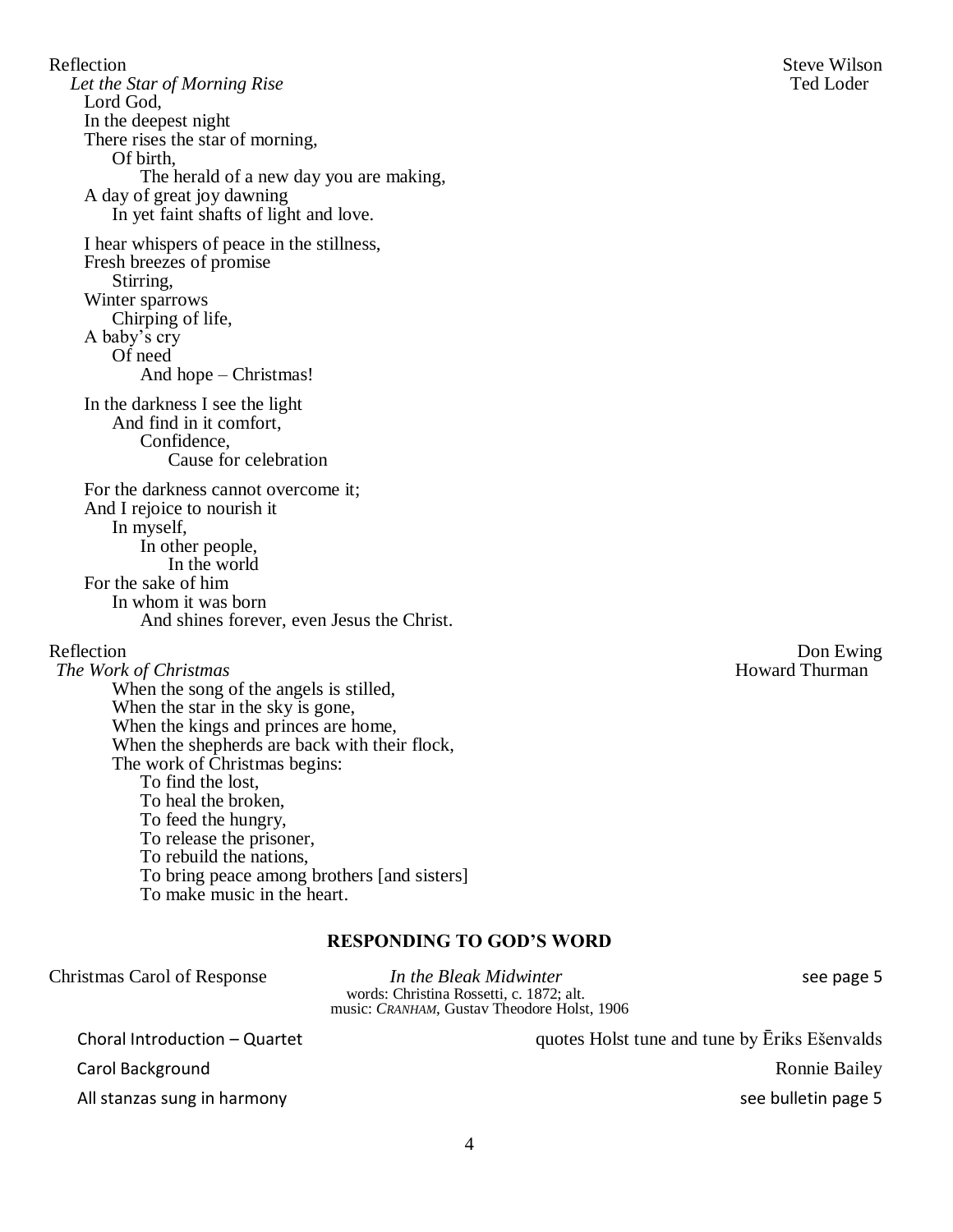Reflection — Steve Wilson

*Let the Star of Morning Rise* — Ted Loder

Lord God,
In the deepest night
There rises the star of morning,
Of birth,
The herald of a new day you are making,
A day of great joy dawning
In yet faint shafts of light and love.

I hear whispers of peace in the stillness,
Fresh breezes of promise
Stirring,
Winter sparrows
Chirping of life,
A baby's cry
Of need
And hope – Christmas!

In the darkness I see the light
And find in it comfort,
Confidence,
Cause for celebration

For the darkness cannot overcome it;
And I rejoice to nourish it
In myself,
In other people,
In the world
For the sake of him
In whom it was born
And shines forever, even Jesus the Christ.

Reflection — Don Ewing

*The Work of Christmas* — Howard Thurman

When the song of the angels is stilled,
When the star in the sky is gone,
When the kings and princes are home,
When the shepherds are back with their flock,
The work of Christmas begins:
To find the lost,
To heal the broken,
To feed the hungry,
To release the prisoner,
To rebuild the nations,
To bring peace among brothers [and sisters]
To make music in the heart.

## RESPONDING TO GOD'S WORD

Christmas Carol of Response — *In the Bleak Midwinter* — see page 5
words: Christina Rossetti, c. 1872; alt.
music: *CRANHAM*, Gustav Theodore Holst, 1906

Choral Introduction – Quartet — quotes Holst tune and tune by Ēriks Ešenvalds

Carol Background — Ronnie Bailey

All stanzas sung in harmony — see bulletin page 5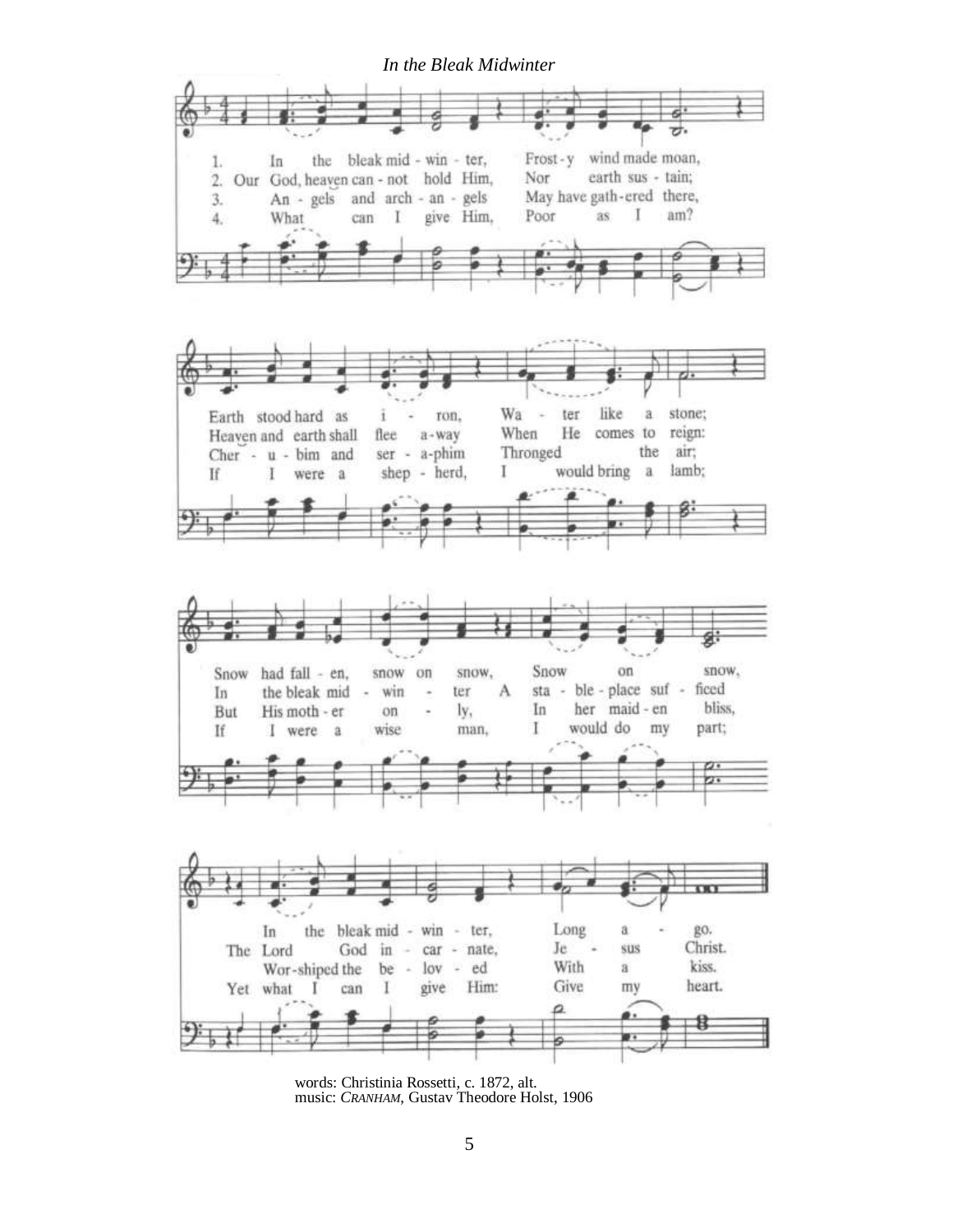*In the Bleak Midwinter*

1. In the bleak mid - win - ter, Frost - y wind made moan,
Earth stood hard as i - ron, Wa - ter like a stone;
Snow had fall - en, snow on snow, Snow on snow,
In the bleak mid - win - ter, Long a - go.

2. Our God, heaven can - not hold Him, Nor earth sus - tain;
Heaven and earth shall flee a - way When He comes to reign:
In the bleak mid - win - ter A sta - ble - place suf - ficed
The Lord God in - car - nate, Je - sus Christ.

3. An - gels and arch - an - gels May have gath - ered there,
Cher - u - bim and ser - a - phim Thronged the air;
But His moth - er on - ly, In her maid - en bliss,
Wor - shiped the be - lov - ed With a kiss.

4. What can I give Him, Poor as I am?
If I were a shep - herd, I would bring a lamb;
If I were a wise man, I would do my part;
Yet what I can I give Him: Give my heart.

words: Christinia Rossetti, c. 1872, alt.
music: *CRANHAM*, Gustav Theodore Holst, 1906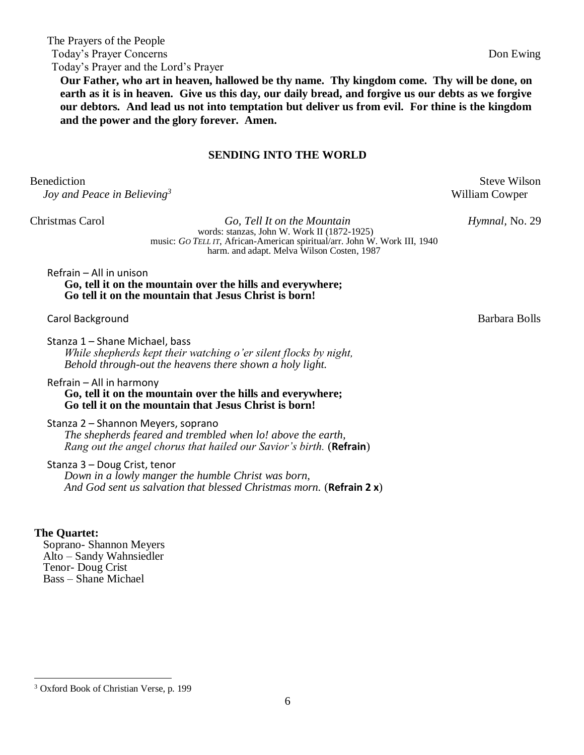The Prayers of the People

Today's Prayer Concerns — Don Ewing

Today's Prayer and the Lord's Prayer

**Our Father, who art in heaven, hallowed be thy name. Thy kingdom come. Thy will be done, on earth as it is in heaven. Give us this day, our daily bread, and forgive us our debts as we forgive our debtors. And lead us not into temptation but deliver us from evil. For thine is the kingdom and the power and the glory forever. Amen.**

## SENDING INTO THE WORLD

Benediction — Steve Wilson

*Joy and Peace in Believing*[3] — William Cowper

Christmas Carol — *Go, Tell It on the Mountain* — *Hymnal*, No. 29

words: stanzas, John W. Work II (1872-1925)
music: *GO TELL IT*, African-American spiritual/arr. John W. Work III, 1940
harm. and adapt. Melva Wilson Costen, 1987

Refrain – All in unison

**Go, tell it on the mountain over the hills and everywhere;**
**Go tell it on the mountain that Jesus Christ is born!**

Carol Background — Barbara Bolls

Stanza 1 – Shane Michael, bass

*While shepherds kept their watching o'er silent flocks by night,*
*Behold through-out the heavens there shown a holy light.*

Refrain – All in harmony

**Go, tell it on the mountain over the hills and everywhere;**
**Go tell it on the mountain that Jesus Christ is born!**

Stanza 2 – Shannon Meyers, soprano

*The shepherds feared and trembled when lo! above the earth,*
*Rang out the angel chorus that hailed our Savior's birth.* (**Refrain**)

Stanza 3 – Doug Crist, tenor

*Down in a lowly manger the humble Christ was born,*
*And God sent us salvation that blessed Christmas morn.* (**Refrain 2 x**)

**The Quartet:**

Soprano- Shannon Meyers
Alto – Sandy Wahnsiedler
Tenor- Doug Crist
Bass – Shane Michael

[3] Oxford Book of Christian Verse, p. 199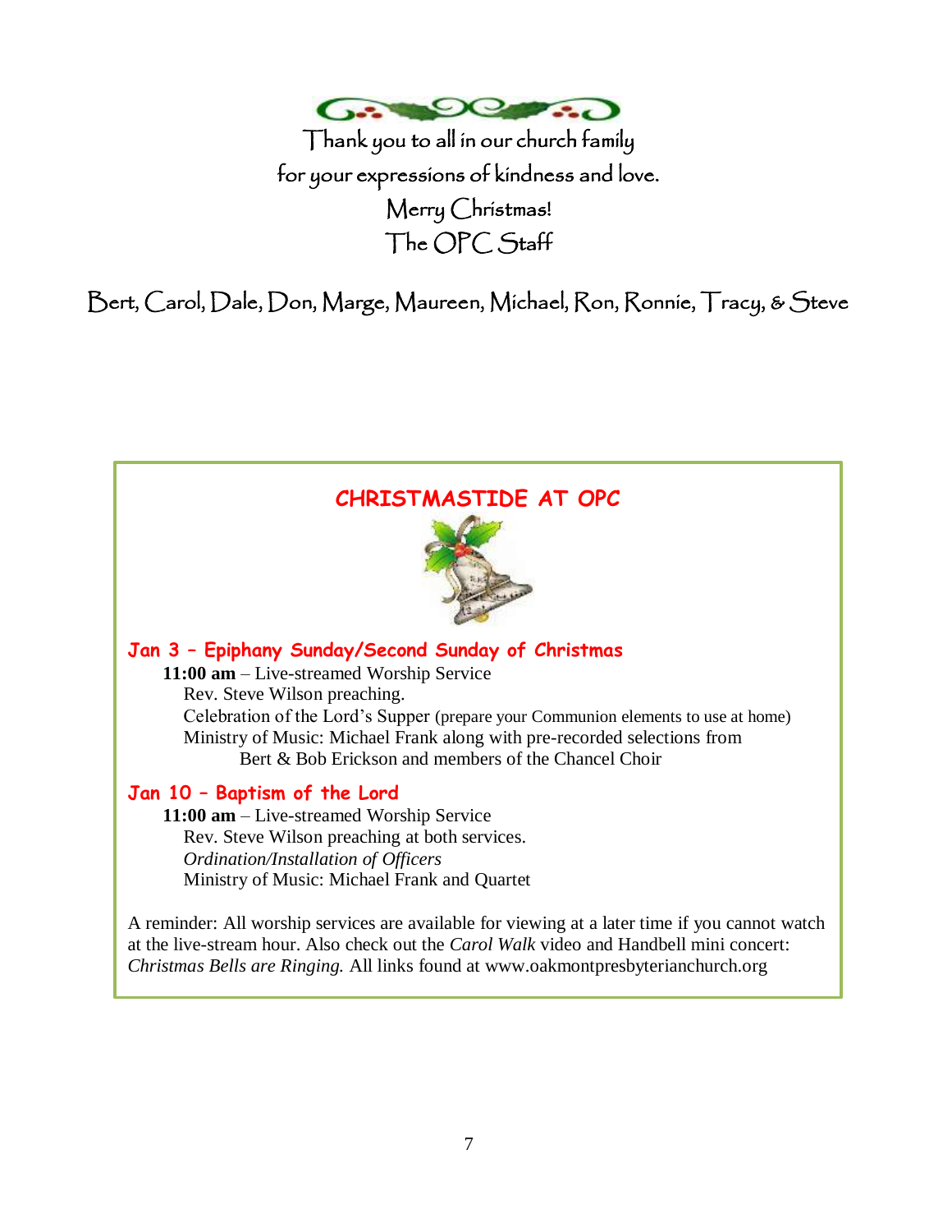Thank you to all in our church family
for your expressions of kindness and love.
Merry Christmas!
The OPC Staff

Bert, Carol, Dale, Don, Marge, Maureen, Michael, Ron, Ronnie, Tracy, & Steve

## CHRISTMASTIDE AT OPC

### Jan 3 – Epiphany Sunday/Second Sunday of Christmas

**11:00 am** – Live-streamed Worship Service
Rev. Steve Wilson preaching.
Celebration of the Lord's Supper (prepare your Communion elements to use at home)
Ministry of Music: Michael Frank along with pre-recorded selections from Bert & Bob Erickson and members of the Chancel Choir

### Jan 10 – Baptism of the Lord

**11:00 am** – Live-streamed Worship Service
Rev. Steve Wilson preaching at both services.
*Ordination/Installation of Officers*
Ministry of Music: Michael Frank and Quartet

A reminder: All worship services are available for viewing at a later time if you cannot watch at the live-stream hour. Also check out the *Carol Walk* video and Handbell mini concert: *Christmas Bells are Ringing.* All links found at www.oakmontpresbyterianchurch.org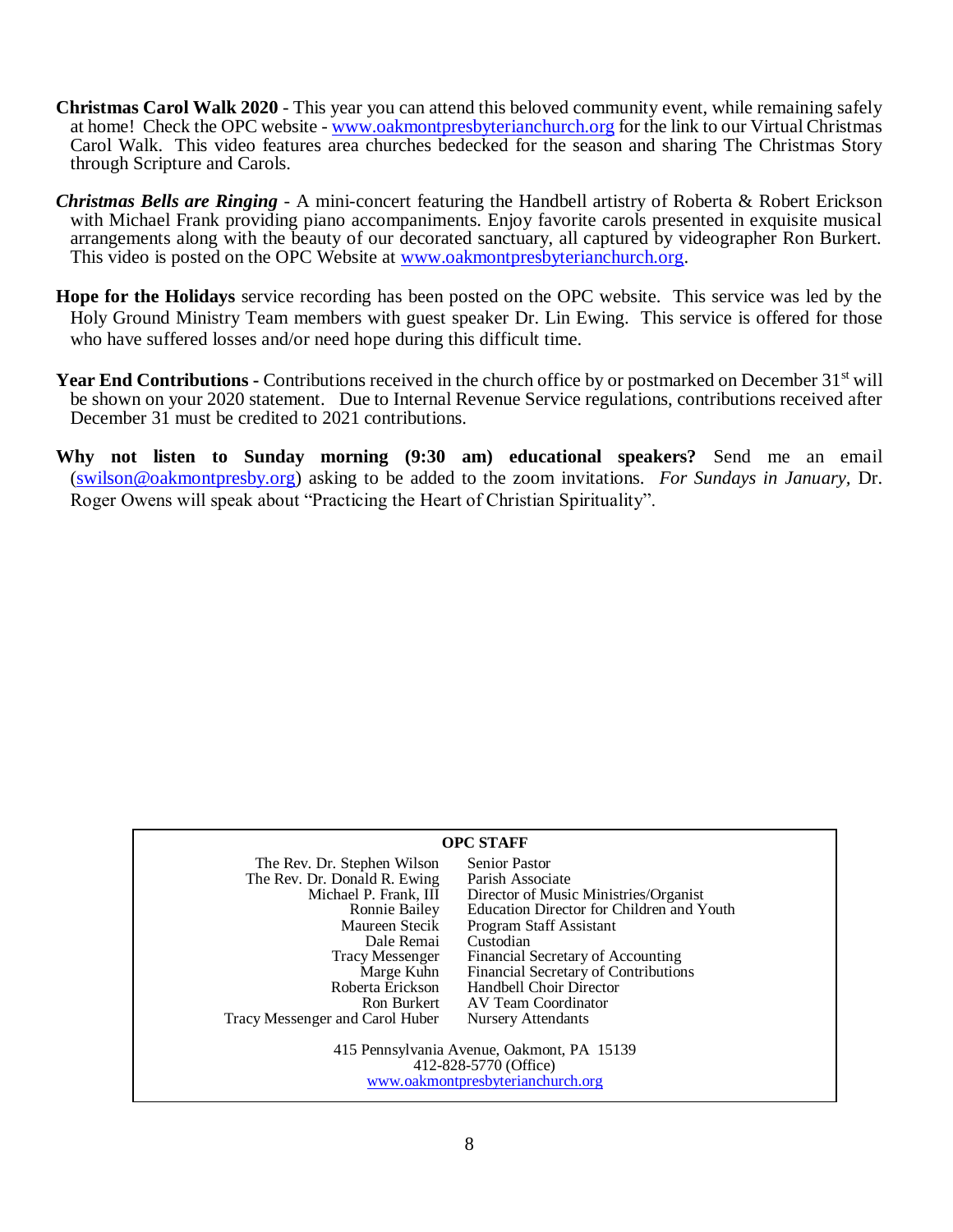**Christmas Carol Walk 2020** - This year you can attend this beloved community event, while remaining safely at home! Check the OPC website - www.oakmontpresbyterianchurch.org for the link to our Virtual Christmas Carol Walk. This video features area churches bedecked for the season and sharing The Christmas Story through Scripture and Carols.

***Christmas Bells are Ringing*** - A mini-concert featuring the Handbell artistry of Roberta & Robert Erickson with Michael Frank providing piano accompaniments. Enjoy favorite carols presented in exquisite musical arrangements along with the beauty of our decorated sanctuary, all captured by videographer Ron Burkert. This video is posted on the OPC Website at www.oakmontpresbyterianchurch.org.

**Hope for the Holidays** service recording has been posted on the OPC website. This service was led by the Holy Ground Ministry Team members with guest speaker Dr. Lin Ewing. This service is offered for those who have suffered losses and/or need hope during this difficult time.

**Year End Contributions -** Contributions received in the church office by or postmarked on December 31st will be shown on your 2020 statement. Due to Internal Revenue Service regulations, contributions received after December 31 must be credited to 2021 contributions.

**Why not listen to Sunday morning (9:30 am) educational speakers?** Send me an email (swilson@oakmontpresby.org) asking to be added to the zoom invitations. *For Sundays in January*, Dr. Roger Owens will speak about "Practicing the Heart of Christian Spirituality".

**OPC STAFF**

| | |
|---|---|
| The Rev. Dr. Stephen Wilson | Senior Pastor |
| The Rev. Dr. Donald R. Ewing | Parish Associate |
| Michael P. Frank, III | Director of Music Ministries/Organist |
| Ronnie Bailey | Education Director for Children and Youth |
| Maureen Stecik | Program Staff Assistant |
| Dale Remai | Custodian |
| Tracy Messenger | Financial Secretary of Accounting |
| Marge Kuhn | Financial Secretary of Contributions |
| Roberta Erickson | Handbell Choir Director |
| Ron Burkert | AV Team Coordinator |
| Tracy Messenger and Carol Huber | Nursery Attendants |

415 Pennsylvania Avenue, Oakmont, PA 15139
412-828-5770 (Office)
www.oakmontpresbyterianchurch.org